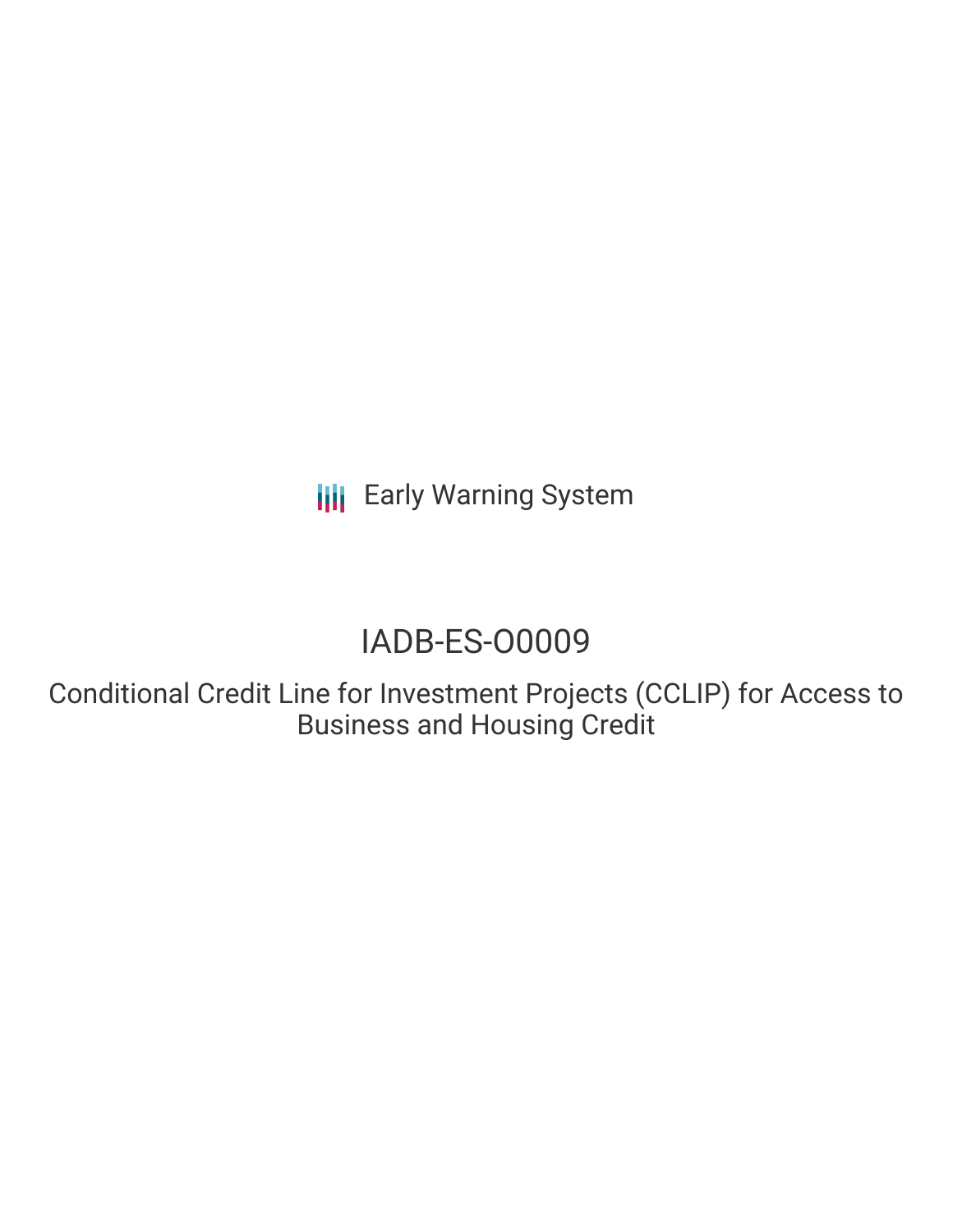Early Warning System

# IADB-ES-O0009

## Conditional Credit Line for Investment Projects (CCLIP) for Access to Business and Housing Credit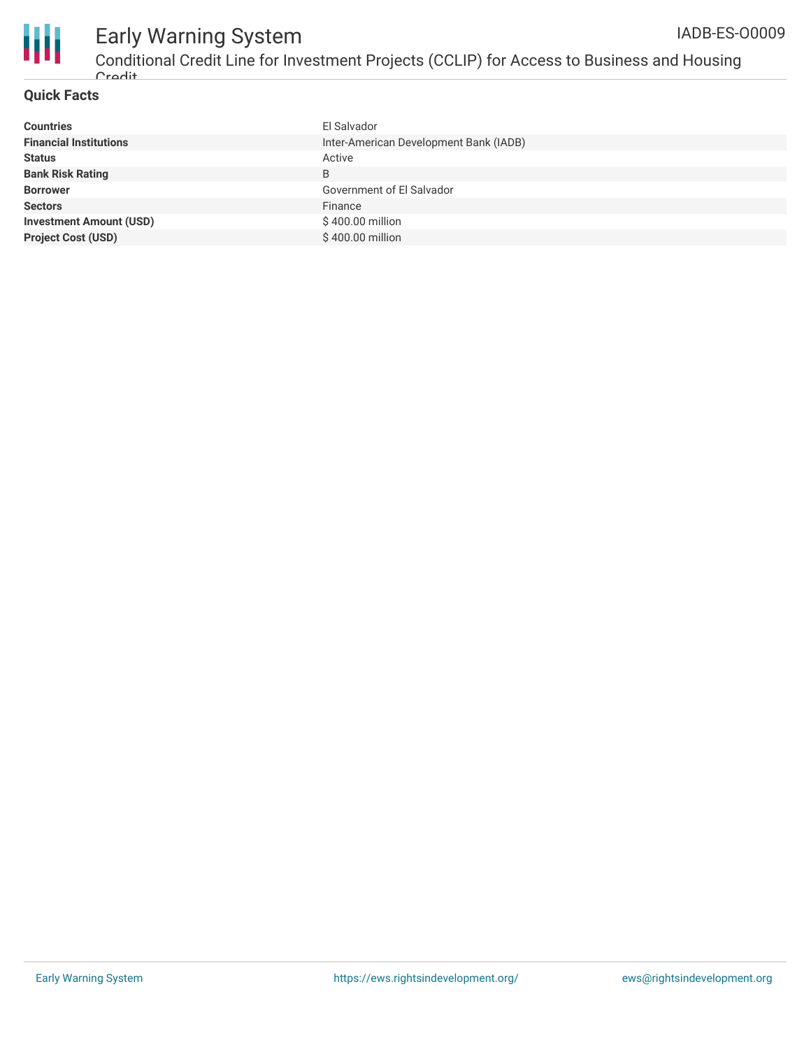## Quick Facts

| | |
|---|---|
| **Countries** | El Salvador |
| **Financial Institutions** | Inter-American Development Bank (IADB) |
| **Status** | Active |
| **Bank Risk Rating** | B |
| **Borrower** | Government of El Salvador |
| **Sectors** | Finance |
| **Investment Amount (USD)** | $ 400.00 million |
| **Project Cost (USD)** | $ 400.00 million |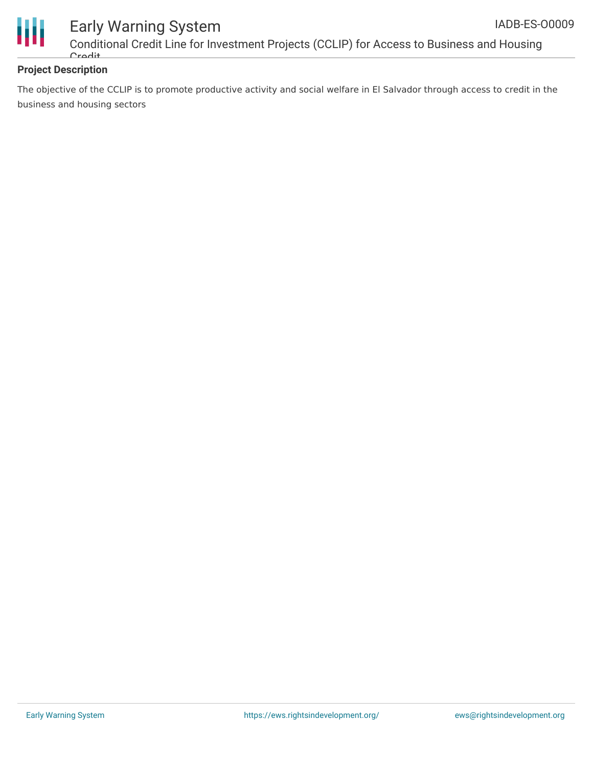**Project Description**

The objective of the CCLIP is to promote productive activity and social welfare in El Salvador through access to credit in the business and housing sectors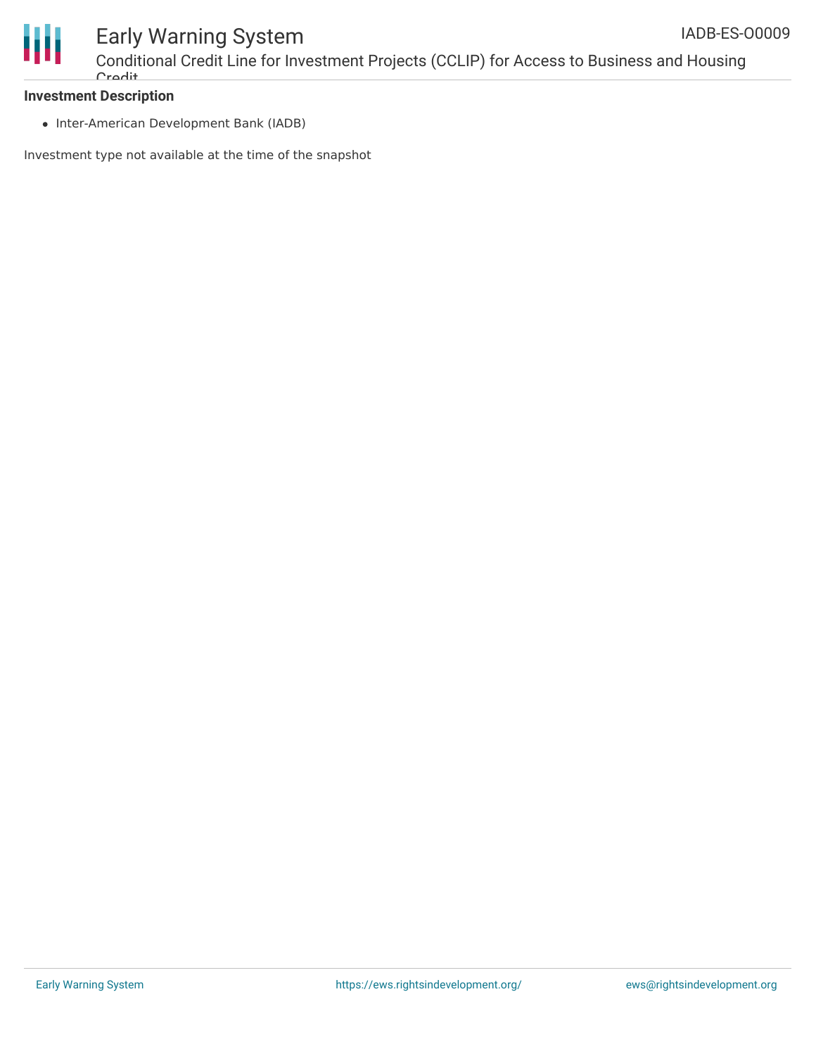**Investment Description**

- Inter-American Development Bank (IADB)

Investment type not available at the time of the snapshot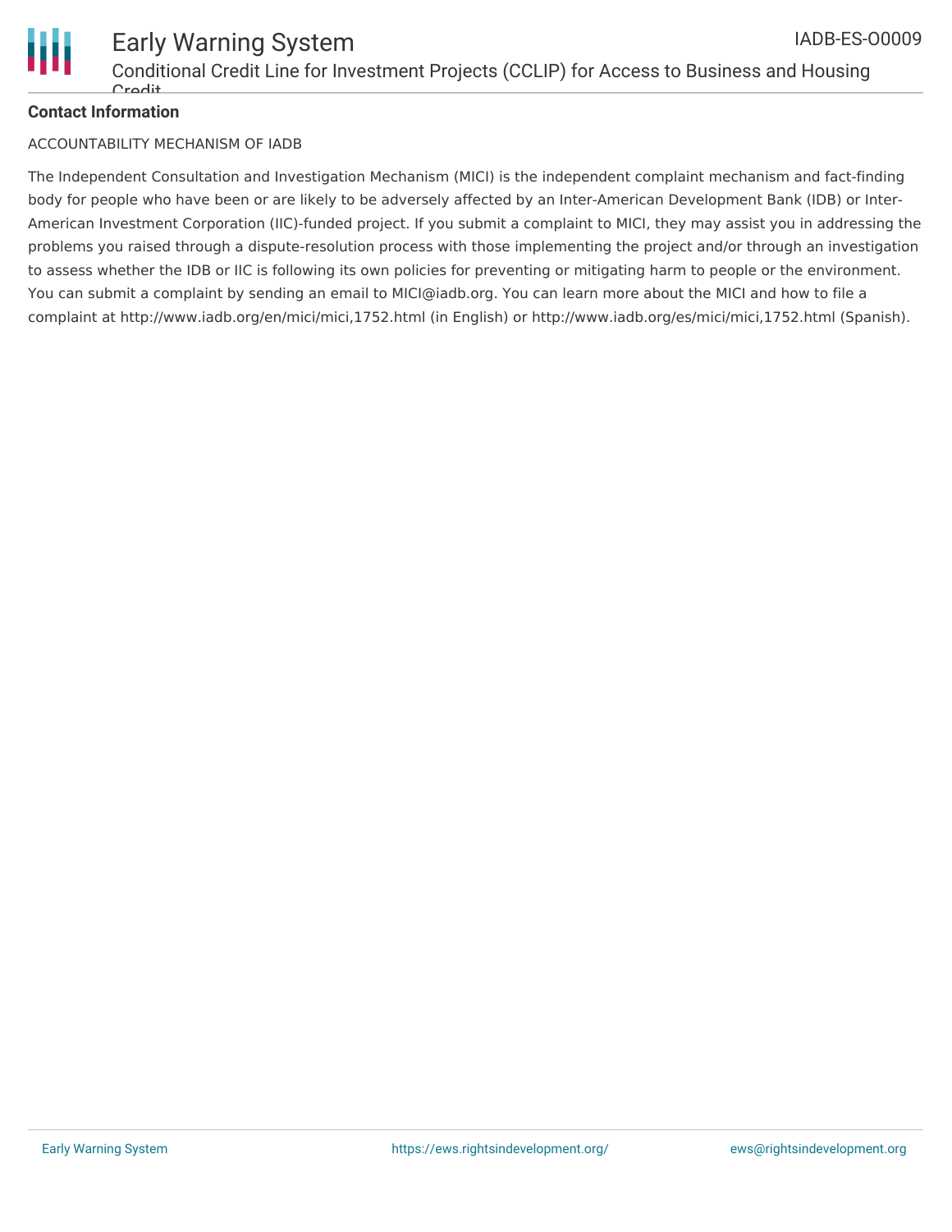**Contact Information**

ACCOUNTABILITY MECHANISM OF IADB

The Independent Consultation and Investigation Mechanism (MICI) is the independent complaint mechanism and fact-finding body for people who have been or are likely to be adversely affected by an Inter-American Development Bank (IDB) or Inter-American Investment Corporation (IIC)-funded project. If you submit a complaint to MICI, they may assist you in addressing the problems you raised through a dispute-resolution process with those implementing the project and/or through an investigation to assess whether the IDB or IIC is following its own policies for preventing or mitigating harm to people or the environment. You can submit a complaint by sending an email to MICI@iadb.org. You can learn more about the MICI and how to file a complaint at http://www.iadb.org/en/mici/mici,1752.html (in English) or http://www.iadb.org/es/mici/mici,1752.html (Spanish).